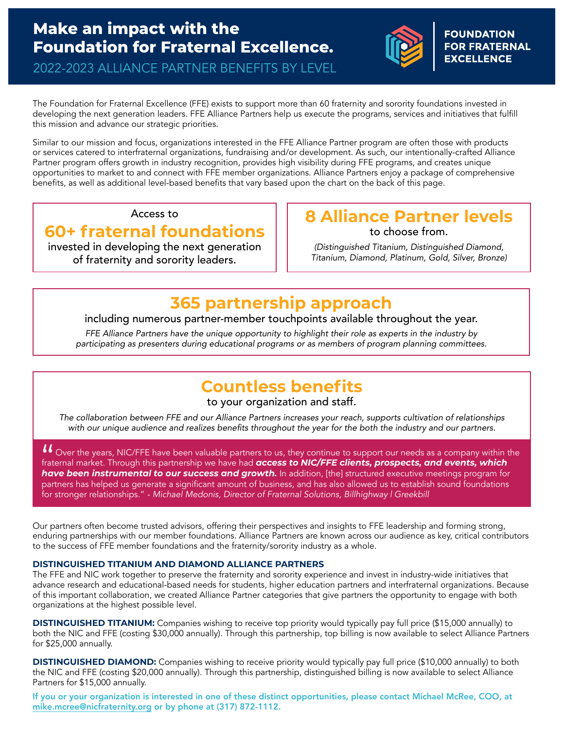# Make an impact with the Foundation for Fraternal Excellence.

## 2022-2023 ALLIANCE PARTNER BENEFITS BY LEVEL

**FOUNDATION FOR FRATERNAL EXCELLENCE**

The Foundation for Fraternal Excellence (FFE) exists to support more than 60 fraternity and sorority foundations invested in developing the next generation leaders. FFE Alliance Partners help us execute the programs, services and initiatives that fulfill this mission and advance our strategic priorities.

Similar to our mission and focus, organizations interested in the FFE Alliance Partner program are often those with products or services catered to interfraternal organizations, fundraising and/or development. As such, our intentionally-crafted Alliance Partner program offers growth in industry recognition, provides high visibility during FFE programs, and creates unique opportunities to market to and connect with FFE member organizations. Alliance Partners enjoy a package of comprehensive benefits, as well as additional level-based benefits that vary based upon the chart on the back of this page.

Access to
**60+ fraternal foundations**
invested in developing the next generation of fraternity and sorority leaders.

**8 Alliance Partner levels**
to choose from.
*(Distinguished Titanium, Distinguished Diamond, Titanium, Diamond, Platinum, Gold, Silver, Bronze)*

### 365 partnership approach

including numerous partner-member touchpoints available throughout the year.

*FFE Alliance Partners have the unique opportunity to highlight their role as experts in the industry by participating as presenters during educational programs or as members of program planning committees.*

### Countless benefits

to your organization and staff.

*The collaboration between FFE and our Alliance Partners increases your reach, supports cultivation of relationships with our unique audience and realizes benefits throughout the year for the both the industry and our partners.*

> "Over the years, NIC/FFE have been valuable partners to us, they continue to support our needs as a company within the fraternal market. Through this partnership we have had ***access to NIC/FFE clients, prospects, and events, which have been instrumental to our success and growth.*** In addition, [the] structured executive meetings program for partners has helped us generate a significant amount of business, and has also allowed us to establish sound foundations for stronger relationships." *- Michael Medonis, Director of Fraternal Solutions, Billhighway | Greekbill*

Our partners often become trusted advisors, offering their perspectives and insights to FFE leadership and forming strong, enduring partnerships with our member foundations. Alliance Partners are known across our audience as key, critical contributors to the success of FFE member foundations and the fraternity/sorority industry as a whole.

#### DISTINGUISHED TITANIUM AND DIAMOND ALLIANCE PARTNERS

The FFE and NIC work together to preserve the fraternity and sorority experience and invest in industry-wide initiatives that advance research and educational-based needs for students, higher education partners and interfraternal organizations. Because of this important collaboration, we created Alliance Partner categories that give partners the opportunity to engage with both organizations at the highest possible level.

**DISTINGUISHED TITANIUM:** Companies wishing to receive top priority would typically pay full price ($15,000 annually) to both the NIC and FFE (costing $30,000 annually). Through this partnership, top billing is now available to select Alliance Partners for $25,000 annually.

**DISTINGUISHED DIAMOND:** Companies wishing to receive priority would typically pay full price ($10,000 annually) to both the NIC and FFE (costing $20,000 annually). Through this partnership, distinguished billing is now available to select Alliance Partners for $15,000 annually.

**If you or your organization is interested in one of these distinct opportunities, please contact Michael McRee, COO, at mike.mcree@nicfraternity.org or by phone at (317) 872-1112.**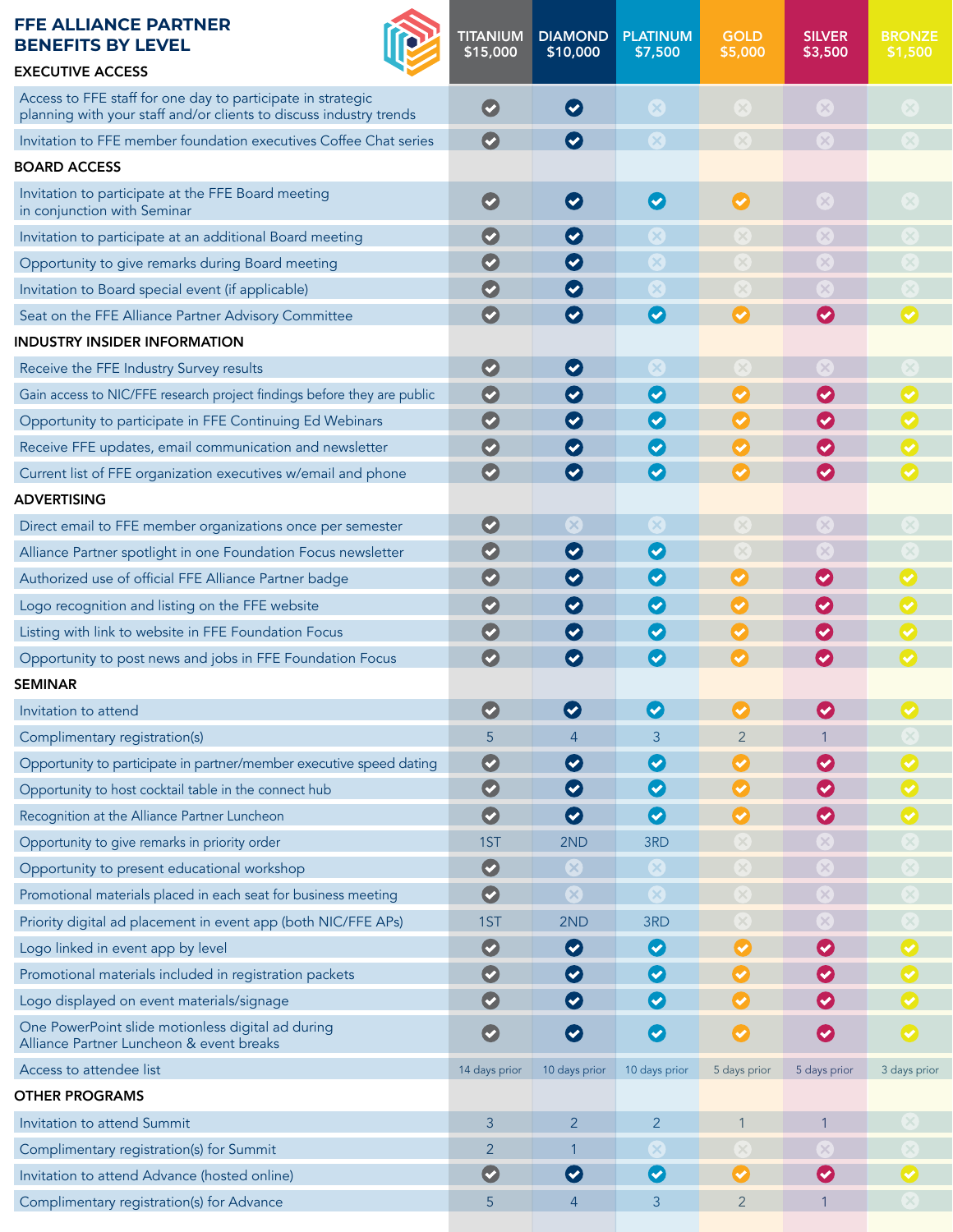# FFE ALLIANCE PARTNER BENEFITS BY LEVEL

| | TITANIUM $15,000 | DIAMOND $10,000 | PLATINUM $7,500 | GOLD $5,000 | SILVER $3,500 | BRONZE $1,500 |
|---|---|---|---|---|---|---|
| **EXECUTIVE ACCESS** | | | | | | |
| Access to FFE staff for one day to participate in strategic planning with your staff and/or clients to discuss industry trends | ✓ | ✓ | ✗ | ✗ | ✗ | ✗ |
| Invitation to FFE member foundation executives Coffee Chat series | ✓ | ✓ | ✗ | ✗ | ✗ | ✗ |
| **BOARD ACCESS** | | | | | | |
| Invitation to participate at the FFE Board meeting in conjunction with Seminar | ✓ | ✓ | ✓ | ✓ | ✗ | ✗ |
| Invitation to participate at an additional Board meeting | ✓ | ✓ | ✗ | ✗ | ✗ | ✗ |
| Opportunity to give remarks during Board meeting | ✓ | ✓ | ✗ | ✗ | ✗ | ✗ |
| Invitation to Board special event (if applicable) | ✓ | ✓ | ✗ | ✗ | ✗ | ✗ |
| Seat on the FFE Alliance Partner Advisory Committee | ✓ | ✓ | ✓ | ✓ | ✓ | ✓ |
| **INDUSTRY INSIDER INFORMATION** | | | | | | |
| Receive the FFE Industry Survey results | ✓ | ✓ | ✗ | ✗ | ✗ | ✗ |
| Gain access to NIC/FFE research project findings before they are public | ✓ | ✓ | ✓ | ✓ | ✓ | ✓ |
| Opportunity to participate in FFE Continuing Ed Webinars | ✓ | ✓ | ✓ | ✓ | ✓ | ✓ |
| Receive FFE updates, email communication and newsletter | ✓ | ✓ | ✓ | ✓ | ✓ | ✓ |
| Current list of FFE organization executives w/email and phone | ✓ | ✓ | ✓ | ✓ | ✓ | ✓ |
| **ADVERTISING** | | | | | | |
| Direct email to FFE member organizations once per semester | ✓ | ✗ | ✗ | ✗ | ✗ | ✗ |
| Alliance Partner spotlight in one Foundation Focus newsletter | ✓ | ✓ | ✓ | ✗ | ✗ | ✗ |
| Authorized use of official FFE Alliance Partner badge | ✓ | ✓ | ✓ | ✓ | ✓ | ✓ |
| Logo recognition and listing on the FFE website | ✓ | ✓ | ✓ | ✓ | ✓ | ✓ |
| Listing with link to website in FFE Foundation Focus | ✓ | ✓ | ✓ | ✓ | ✓ | ✓ |
| Opportunity to post news and jobs in FFE Foundation Focus | ✓ | ✓ | ✓ | ✓ | ✓ | ✓ |
| **SEMINAR** | | | | | | |
| Invitation to attend | ✓ | ✓ | ✓ | ✓ | ✓ | ✓ |
| Complimentary registration(s) | 5 | 4 | 3 | 2 | 1 | ✗ |
| Opportunity to participate in partner/member executive speed dating | ✓ | ✓ | ✓ | ✓ | ✓ | ✓ |
| Opportunity to host cocktail table in the connect hub | ✓ | ✓ | ✓ | ✓ | ✓ | ✓ |
| Recognition at the Alliance Partner Luncheon | ✓ | ✓ | ✓ | ✓ | ✓ | ✓ |
| Opportunity to give remarks in priority order | 1ST | 2ND | 3RD | ✗ | ✗ | ✗ |
| Opportunity to present educational workshop | ✓ | ✗ | ✗ | ✗ | ✗ | ✗ |
| Promotional materials placed in each seat for business meeting | ✓ | ✗ | ✗ | ✗ | ✗ | ✗ |
| Priority digital ad placement in event app (both NIC/FFE APs) | 1ST | 2ND | 3RD | ✗ | ✗ | ✗ |
| Logo linked in event app by level | ✓ | ✓ | ✓ | ✓ | ✓ | ✓ |
| Promotional materials included in registration packets | ✓ | ✓ | ✓ | ✓ | ✓ | ✓ |
| Logo displayed on event materials/signage | ✓ | ✓ | ✓ | ✓ | ✓ | ✓ |
| One PowerPoint slide motionless digital ad during Alliance Partner Luncheon & event breaks | ✓ | ✓ | ✓ | ✓ | ✓ | ✓ |
| Access to attendee list | 14 days prior | 10 days prior | 10 days prior | 5 days prior | 5 days prior | 3 days prior |
| **OTHER PROGRAMS** | | | | | | |
| Invitation to attend Summit | 3 | 2 | 2 | 1 | 1 | ✗ |
| Complimentary registration(s) for Summit | 2 | 1 | ✗ | ✗ | ✗ | ✗ |
| Invitation to attend Advance (hosted online) | ✓ | ✓ | ✓ | ✓ | ✓ | ✓ |
| Complimentary registration(s) for Advance | 5 | 4 | 3 | 2 | 1 | ✗ |